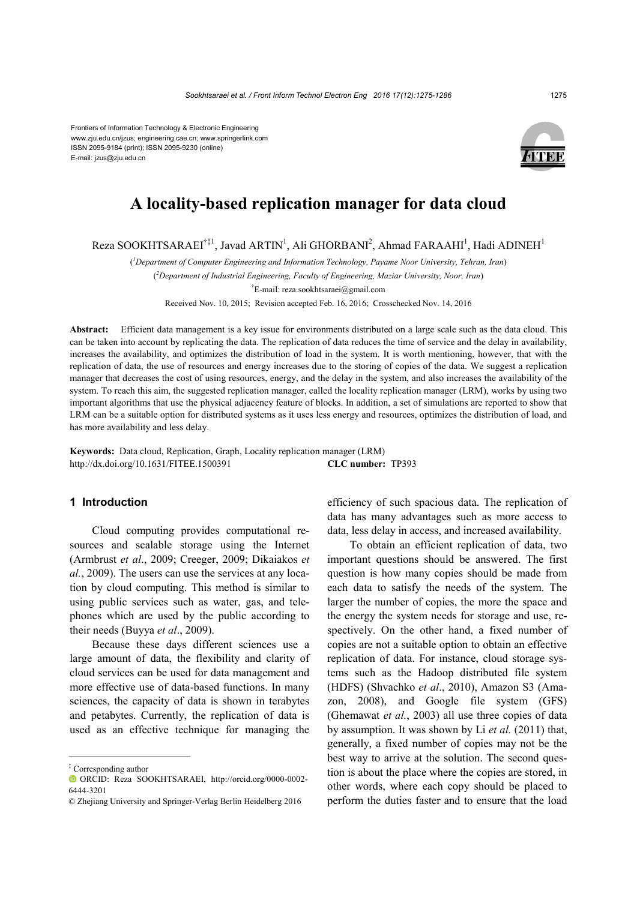Frontiers of Information Technology & Electronic Engineering
www.zju.edu.cn/jzus; engineering.cae.cn; www.springerlink.com
ISSN 2095-9184 (print); ISSN 2095-9230 (online)
E-mail: jzus@zju.edu.cn

# A locality-based replication manager for data cloud

Reza SOOKHTSARAEI[†‡1], Javad ARTIN[1], Ali GHORBANI[2], Ahmad FARAAHI[1], Hadi ADINEH[1]

([1]*Department of Computer Engineering and Information Technology, Payame Noor University, Tehran, Iran*)

([2]*Department of Industrial Engineering, Faculty of Engineering, Maziar University, Noor, Iran*)

[†]E-mail: reza.sookhtsaraei@gmail.com

Received Nov. 10, 2015; Revision accepted Feb. 16, 2016; Crosschecked Nov. 14, 2016

**Abstract:** Efficient data management is a key issue for environments distributed on a large scale such as the data cloud. This can be taken into account by replicating the data. The replication of data reduces the time of service and the delay in availability, increases the availability, and optimizes the distribution of load in the system. It is worth mentioning, however, that with the replication of data, the use of resources and energy increases due to the storing of copies of the data. We suggest a replication manager that decreases the cost of using resources, energy, and the delay in the system, and also increases the availability of the system. To reach this aim, the suggested replication manager, called the locality replication manager (LRM), works by using two important algorithms that use the physical adjacency feature of blocks. In addition, a set of simulations are reported to show that LRM can be a suitable option for distributed systems as it uses less energy and resources, optimizes the distribution of load, and has more availability and less delay.

**Keywords:** Data cloud, Replication, Graph, Locality replication manager (LRM)
http://dx.doi.org/10.1631/FITEE.1500391 **CLC number:** TP393

## 1 Introduction

Cloud computing provides computational resources and scalable storage using the Internet (Armbrust *et al*., 2009; Creeger, 2009; Dikaiakos *et al.*, 2009). The users can use the services at any location by cloud computing. This method is similar to using public services such as water, gas, and telephones which are used by the public according to their needs (Buyya *et al*., 2009).

Because these days different sciences use a large amount of data, the flexibility and clarity of cloud services can be used for data management and more effective use of data-based functions. In many sciences, the capacity of data is shown in terabytes and petabytes. Currently, the replication of data is used as an effective technique for managing the efficiency of such spacious data. The replication of data has many advantages such as more access to data, less delay in access, and increased availability.

To obtain an efficient replication of data, two important questions should be answered. The first question is how many copies should be made from each data to satisfy the needs of the system. The larger the number of copies, the more the space and the energy the system needs for storage and use, respectively. On the other hand, a fixed number of copies are not a suitable option to obtain an effective replication of data. For instance, cloud storage systems such as the Hadoop distributed file system (HDFS) (Shvachko *et al*., 2010), Amazon S3 (Amazon, 2008), and Google file system (GFS) (Ghemawat *et al.*, 2003) all use three copies of data by assumption. It was shown by Li *et al.* (2011) that, generally, a fixed number of copies may not be the best way to arrive at the solution. The second question is about the place where the copies are stored, in other words, where each copy should be placed to perform the duties faster and to ensure that the load

---

[‡] Corresponding author

ORCID: Reza SOOKHTSARAEI, http://orcid.org/0000-0002-6444-3201

© Zhejiang University and Springer-Verlag Berlin Heidelberg 2016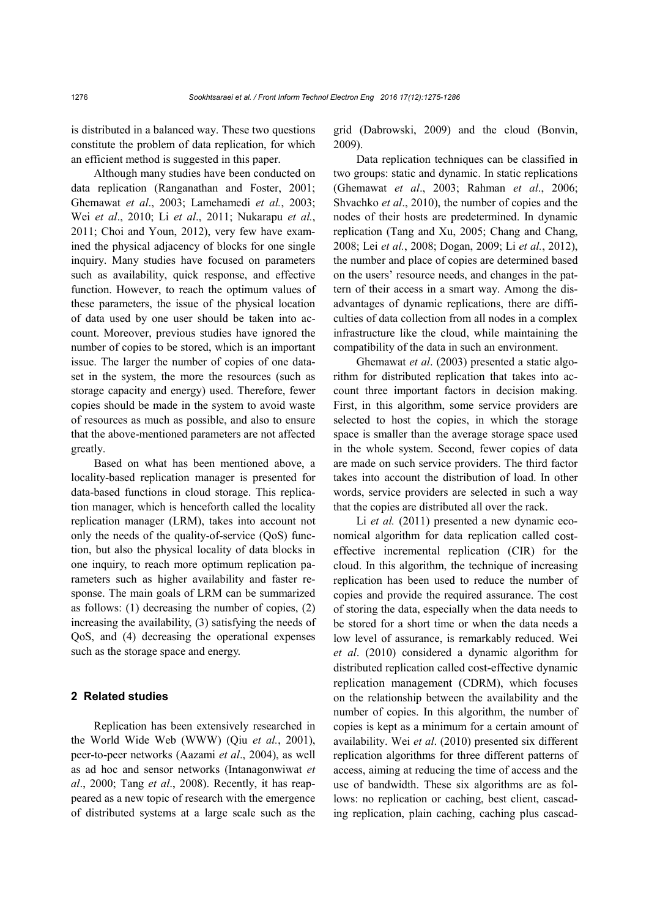is distributed in a balanced way. These two questions constitute the problem of data replication, for which an efficient method is suggested in this paper.

Although many studies have been conducted on data replication (Ranganathan and Foster, 2001; Ghemawat *et al*., 2003; Lamehamedi *et al.*, 2003; Wei *et al*., 2010; Li *et al*., 2011; Nukarapu *et al.*, 2011; Choi and Youn, 2012), very few have examined the physical adjacency of blocks for one single inquiry. Many studies have focused on parameters such as availability, quick response, and effective function. However, to reach the optimum values of these parameters, the issue of the physical location of data used by one user should be taken into account. Moreover, previous studies have ignored the number of copies to be stored, which is an important issue. The larger the number of copies of one dataset in the system, the more the resources (such as storage capacity and energy) used. Therefore, fewer copies should be made in the system to avoid waste of resources as much as possible, and also to ensure that the above-mentioned parameters are not affected greatly.

Based on what has been mentioned above, a locality-based replication manager is presented for data-based functions in cloud storage. This replication manager, which is henceforth called the locality replication manager (LRM), takes into account not only the needs of the quality-of-service (QoS) function, but also the physical locality of data blocks in one inquiry, to reach more optimum replication parameters such as higher availability and faster response. The main goals of LRM can be summarized as follows: (1) decreasing the number of copies, (2) increasing the availability, (3) satisfying the needs of QoS, and (4) decreasing the operational expenses such as the storage space and energy.

## 2 Related studies

Replication has been extensively researched in the World Wide Web (WWW) (Qiu *et al.*, 2001), peer-to-peer networks (Aazami *et al*., 2004), as well as ad hoc and sensor networks (Intanagonwiwat *et al*., 2000; Tang *et al*., 2008). Recently, it has reappeared as a new topic of research with the emergence of distributed systems at a large scale such as the grid (Dabrowski, 2009) and the cloud (Bonvin, 2009).

Data replication techniques can be classified in two groups: static and dynamic. In static replications (Ghemawat *et al*., 2003; Rahman *et al*., 2006; Shvachko *et al*., 2010), the number of copies and the nodes of their hosts are predetermined. In dynamic replication (Tang and Xu, 2005; Chang and Chang, 2008; Lei *et al.*, 2008; Dogan, 2009; Li *et al.*, 2012), the number and place of copies are determined based on the users' resource needs, and changes in the pattern of their access in a smart way. Among the disadvantages of dynamic replications, there are difficulties of data collection from all nodes in a complex infrastructure like the cloud, while maintaining the compatibility of the data in such an environment.

Ghemawat *et al*. (2003) presented a static algorithm for distributed replication that takes into account three important factors in decision making. First, in this algorithm, some service providers are selected to host the copies, in which the storage space is smaller than the average storage space used in the whole system. Second, fewer copies of data are made on such service providers. The third factor takes into account the distribution of load. In other words, service providers are selected in such a way that the copies are distributed all over the rack.

Li *et al.* (2011) presented a new dynamic economical algorithm for data replication called cost-effective incremental replication (CIR) for the cloud. In this algorithm, the technique of increasing replication has been used to reduce the number of copies and provide the required assurance. The cost of storing the data, especially when the data needs to be stored for a short time or when the data needs a low level of assurance, is remarkably reduced. Wei *et al*. (2010) considered a dynamic algorithm for distributed replication called cost-effective dynamic replication management (CDRM), which focuses on the relationship between the availability and the number of copies. In this algorithm, the number of copies is kept as a minimum for a certain amount of availability. Wei *et al*. (2010) presented six different replication algorithms for three different patterns of access, aiming at reducing the time of access and the use of bandwidth. These six algorithms are as follows: no replication or caching, best client, cascading replication, plain caching, caching plus cascad-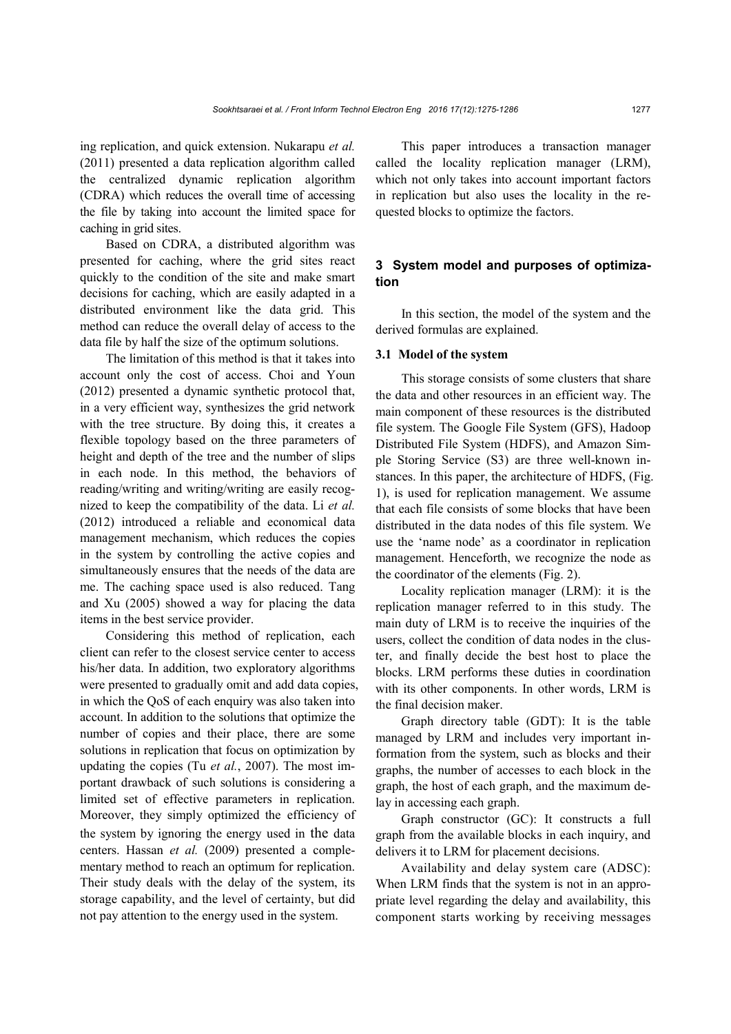ing replication, and quick extension. Nukarapu *et al.* (2011) presented a data replication algorithm called the centralized dynamic replication algorithm (CDRA) which reduces the overall time of accessing the file by taking into account the limited space for caching in grid sites.

Based on CDRA, a distributed algorithm was presented for caching, where the grid sites react quickly to the condition of the site and make smart decisions for caching, which are easily adapted in a distributed environment like the data grid. This method can reduce the overall delay of access to the data file by half the size of the optimum solutions.

The limitation of this method is that it takes into account only the cost of access. Choi and Youn (2012) presented a dynamic synthetic protocol that, in a very efficient way, synthesizes the grid network with the tree structure. By doing this, it creates a flexible topology based on the three parameters of height and depth of the tree and the number of slips in each node. In this method, the behaviors of reading/writing and writing/writing are easily recognized to keep the compatibility of the data. Li *et al.* (2012) introduced a reliable and economical data management mechanism, which reduces the copies in the system by controlling the active copies and simultaneously ensures that the needs of the data are me. The caching space used is also reduced. Tang and Xu (2005) showed a way for placing the data items in the best service provider.

Considering this method of replication, each client can refer to the closest service center to access his/her data. In addition, two exploratory algorithms were presented to gradually omit and add data copies, in which the QoS of each enquiry was also taken into account. In addition to the solutions that optimize the number of copies and their place, there are some solutions in replication that focus on optimization by updating the copies (Tu *et al.*, 2007). The most important drawback of such solutions is considering a limited set of effective parameters in replication. Moreover, they simply optimized the efficiency of the system by ignoring the energy used in the data centers. Hassan *et al.* (2009) presented a complementary method to reach an optimum for replication. Their study deals with the delay of the system, its storage capability, and the level of certainty, but did not pay attention to the energy used in the system.

This paper introduces a transaction manager called the locality replication manager (LRM), which not only takes into account important factors in replication but also uses the locality in the requested blocks to optimize the factors.

## 3 System model and purposes of optimization

In this section, the model of the system and the derived formulas are explained.

### 3.1 Model of the system

This storage consists of some clusters that share the data and other resources in an efficient way. The main component of these resources is the distributed file system. The Google File System (GFS), Hadoop Distributed File System (HDFS), and Amazon Simple Storing Service (S3) are three well-known instances. In this paper, the architecture of HDFS, (Fig. 1), is used for replication management. We assume that each file consists of some blocks that have been distributed in the data nodes of this file system. We use the 'name node' as a coordinator in replication management. Henceforth, we recognize the node as the coordinator of the elements (Fig. 2).

Locality replication manager (LRM): it is the replication manager referred to in this study. The main duty of LRM is to receive the inquiries of the users, collect the condition of data nodes in the cluster, and finally decide the best host to place the blocks. LRM performs these duties in coordination with its other components. In other words, LRM is the final decision maker.

Graph directory table (GDT): It is the table managed by LRM and includes very important information from the system, such as blocks and their graphs, the number of accesses to each block in the graph, the host of each graph, and the maximum delay in accessing each graph.

Graph constructor (GC): It constructs a full graph from the available blocks in each inquiry, and delivers it to LRM for placement decisions.

Availability and delay system care (ADSC): When LRM finds that the system is not in an appropriate level regarding the delay and availability, this component starts working by receiving messages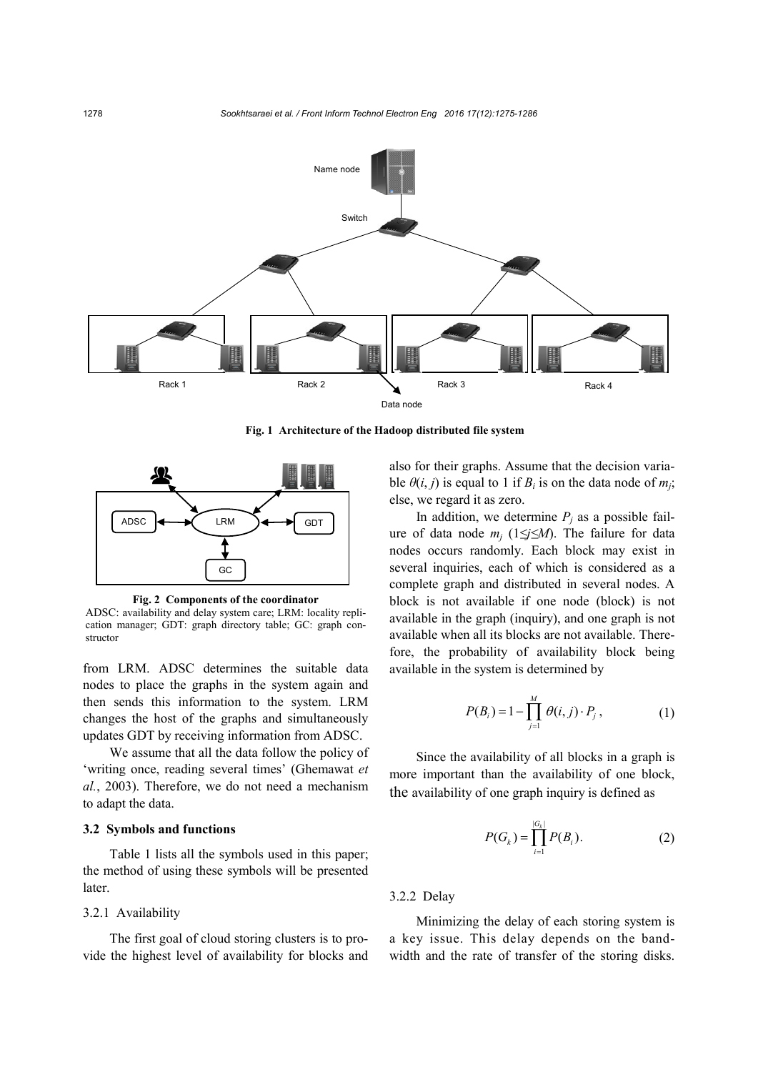**Fig. 1 Architecture of the Hadoop distributed file system**

**Fig. 2 Components of the coordinator**

ADSC: availability and delay system care; LRM: locality replication manager; GDT: graph directory table; GC: graph constructor

from LRM. ADSC determines the suitable data nodes to place the graphs in the system again and then sends this information to the system. LRM changes the host of the graphs and simultaneously updates GDT by receiving information from ADSC.

We assume that all the data follow the policy of 'writing once, reading several times' (Ghemawat *et al.*, 2003). Therefore, we do not need a mechanism to adapt the data.

### 3.2 Symbols and functions

Table 1 lists all the symbols used in this paper; the method of using these symbols will be presented later.

#### 3.2.1 Availability

The first goal of cloud storing clusters is to provide the highest level of availability for blocks and also for their graphs. Assume that the decision variable $\theta(i, j)$ is equal to 1 if $B_i$ is on the data node of $m_j$; else, we regard it as zero.

In addition, we determine $P_j$ as a possible failure of data node $m_j$ ($1\leq j\leq M$). The failure for data nodes occurs randomly. Each block may exist in several inquiries, each of which is considered as a complete graph and distributed in several nodes. A block is not available if one node (block) is not available in the graph (inquiry), and one graph is not available when all its blocks are not available. Therefore, the probability of availability block being available in the system is determined by

$$P(B_i) = 1 - \prod_{j=1}^{M} \theta(i, j) \cdot P_j, \tag{1}$$

Since the availability of all blocks in a graph is more important than the availability of one block, the availability of one graph inquiry is defined as

$$P(G_k) = \prod_{i=1}^{|G_k|} P(B_i). \tag{2}$$

#### 3.2.2 Delay

Minimizing the delay of each storing system is a key issue. This delay depends on the bandwidth and the rate of transfer of the storing disks.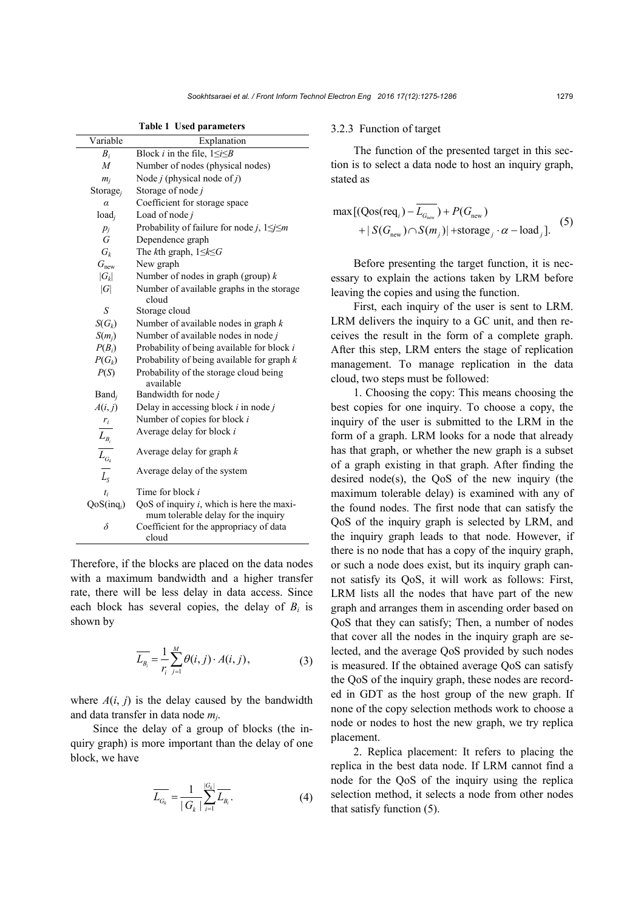**Table 1 Used parameters**

| Variable | Explanation |
|---|---|
| $B_i$ | Block $i$ in the file, $1\leq i\leq B$ |
| $M$ | Number of nodes (physical nodes) |
| $m_j$ | Node $j$ (physical node of $j$) |
| $\text{Storage}_j$ | Storage of node $j$ |
| $\alpha$ | Coefficient for storage space |
| $\text{load}_j$ | Load of node $j$ |
| $p_j$ | Probability of failure for node $j$, $1\leq j\leq m$ |
| $G$ | Dependence graph |
| $G_k$ | The $k$th graph, $1\leq k\leq G$ |
| $G_{\text{new}}$ | New graph |
| $\|G_k\|$ | Number of nodes in graph (group) $k$ |
| $\|G\|$ | Number of available graphs in the storage cloud |
| $S$ | Storage cloud |
| $S(G_k)$ | Number of available nodes in graph $k$ |
| $S(m_j)$ | Number of available nodes in node $j$ |
| $P(B_i)$ | Probability of being available for block $i$ |
| $P(G_k)$ | Probability of being available for graph $k$ |
| $P(S)$ | Probability of the storage cloud being available |
| $\text{Band}_j$ | Bandwidth for node $j$ |
| $A(i, j)$ | Delay in accessing block $i$ in node $j$ |
| $r_i$ | Number of copies for block $i$ |
| $\overline{L_{B_i}}$ | Average delay for block $i$ |
| $\overline{L_{G_k}}$ | Average delay for graph $k$ |
| $\overline{L_S}$ | Average delay of the system |
| $t_i$ | Time for block $i$ |
| $\text{QoS}(\text{inq}_i)$ | QoS of inquiry $i$, which is here the maximum tolerable delay for the inquiry |
| $\delta$ | Coefficient for the appropriacy of data cloud |

Therefore, if the blocks are placed on the data nodes with a maximum bandwidth and a higher transfer rate, there will be less delay in data access. Since each block has several copies, the delay of $B_i$ is shown by

$$\overline{L_{B_i}} = \frac{1}{r_i}\sum_{j=1}^{M}\theta(i,j)\cdot A(i,j), \tag{3}$$

where $A(i, j)$ is the delay caused by the bandwidth and data transfer in data node $m_j$.

Since the delay of a group of blocks (the inquiry graph) is more important than the delay of one block, we have

$$\overline{L_{G_k}} = \frac{1}{|G_k|}\sum_{i=1}^{|G_k|}\overline{L_{B_i}}. \tag{4}$$

### 3.2.3 Function of target

The function of the presented target in this section is to select a data node to host an inquiry graph, stated as

$$\max\left[(\text{Qos}(\text{req}_i) - \overline{L_{G_{\text{new}}}}) + P(G_{\text{new}}) + |S(G_{\text{new}})\cap S(m_j)| + \text{storage}_j\cdot\alpha - \text{load}_j\right]. \tag{5}$$

Before presenting the target function, it is necessary to explain the actions taken by LRM before leaving the copies and using the function.

First, each inquiry of the user is sent to LRM. LRM delivers the inquiry to a GC unit, and then receives the result in the form of a complete graph. After this step, LRM enters the stage of replication management. To manage replication in the data cloud, two steps must be followed:

1. Choosing the copy: This means choosing the best copies for one inquiry. To choose a copy, the inquiry of the user is submitted to the LRM in the form of a graph. LRM looks for a node that already has that graph, or whether the new graph is a subset of a graph existing in that graph. After finding the desired node(s), the QoS of the new inquiry (the maximum tolerable delay) is examined with any of the found nodes. The first node that can satisfy the QoS of the inquiry graph is selected by LRM, and the inquiry graph leads to that node. However, if there is no node that has a copy of the inquiry graph, or such a node does exist, but its inquiry graph cannot satisfy its QoS, it will work as follows: First, LRM lists all the nodes that have part of the new graph and arranges them in ascending order based on QoS that they can satisfy; Then, a number of nodes that cover all the nodes in the inquiry graph are selected, and the average QoS provided by such nodes is measured. If the obtained average QoS can satisfy the QoS of the inquiry graph, these nodes are recorded in GDT as the host group of the new graph. If none of the copy selection methods work to choose a node or nodes to host the new graph, we try replica placement.

2. Replica placement: It refers to placing the replica in the best data node. If LRM cannot find a node for the QoS of the inquiry using the replica selection method, it selects a node from other nodes that satisfy function (5).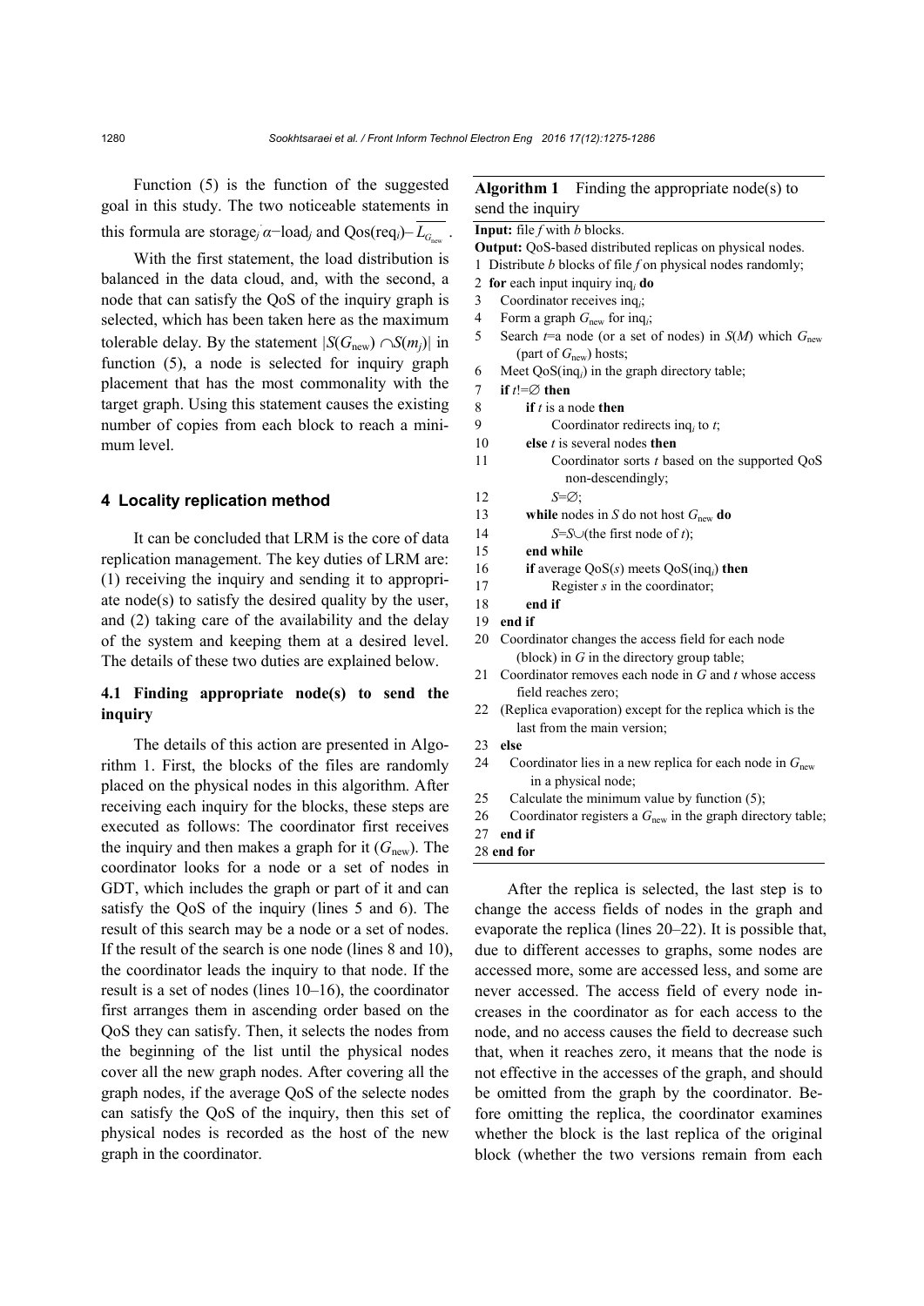Function (5) is the function of the suggested goal in this study. The two noticeable statements in this formula are $\text{storage}_j\alpha-\text{load}_j$ and $\text{Qos}(\text{req}_i)-\overline{L_{G_{\text{new}}}}$.

With the first statement, the load distribution is balanced in the data cloud, and, with the second, a node that can satisfy the QoS of the inquiry graph is selected, which has been taken here as the maximum tolerable delay. By the statement $|S(G_{\text{new}})\cap S(m_j)|$ in function (5), a node is selected for inquiry graph placement that has the most commonality with the target graph. Using this statement causes the existing number of copies from each block to reach a minimum level.

## 4 Locality replication method

It can be concluded that LRM is the core of data replication management. The key duties of LRM are: (1) receiving the inquiry and sending it to appropriate node(s) to satisfy the desired quality by the user, and (2) taking care of the availability and the delay of the system and keeping them at a desired level. The details of these two duties are explained below.

### 4.1 Finding appropriate node(s) to send the inquiry

The details of this action are presented in Algorithm 1. First, the blocks of the files are randomly placed on the physical nodes in this algorithm. After receiving each inquiry for the blocks, these steps are executed as follows: The coordinator first receives the inquiry and then makes a graph for it ($G_{\text{new}}$). The coordinator looks for a node or a set of nodes in GDT, which includes the graph or part of it and can satisfy the QoS of the inquiry (lines 5 and 6). The result of this search may be a node or a set of nodes. If the result of the search is one node (lines 8 and 10), the coordinator leads the inquiry to that node. If the result is a set of nodes (lines 10–16), the coordinator first arranges them in ascending order based on the QoS they can satisfy. Then, it selects the nodes from the beginning of the list until the physical nodes cover all the new graph nodes. After covering all the graph nodes, if the average QoS of the selecte nodes can satisfy the QoS of the inquiry, then this set of physical nodes is recorded as the host of the new graph in the coordinator.

**Algorithm 1** Finding the appropriate node(s) to send the inquiry

```
Input: file f with b blocks.
Output: QoS-based distributed replicas on physical nodes.
1  Distribute b blocks of file f on physical nodes randomly;
2  for each input inquiry inq_i do
3    Coordinator receives inq_i;
4    Form a graph G_new for inq_i;
5    Search t=a node (or a set of nodes) in S(M) which G_new
       (part of G_new) hosts;
6    Meet QoS(inq_i) in the graph directory table;
7    if t!=∅ then
8      if t is a node then
9        Coordinator redirects inq_i to t;
10     else t is several nodes then
11       Coordinator sorts t based on the supported QoS
           non-descendingly;
12       S=∅;
13       while nodes in S do not host G_new do
14         S=S∪(the first node of t);
15       end while
16       if average QoS(s) meets QoS(inq_i) then
17         Register s in the coordinator;
18       end if
19   end if
20   Coordinator changes the access field for each node
       (block) in G in the directory group table;
21   Coordinator removes each node in G and t whose access
       field reaches zero;
22   (Replica evaporation) except for the replica which is the
       last from the main version;
23   else
24     Coordinator lies in a new replica for each node in G_new
         in a physical node;
25     Calculate the minimum value by function (5);
26     Coordinator registers a G_new in the graph directory table;
27   end if
28 end for
```

After the replica is selected, the last step is to change the access fields of nodes in the graph and evaporate the replica (lines 20–22). It is possible that, due to different accesses to graphs, some nodes are accessed more, some are accessed less, and some are never accessed. The access field of every node increases in the coordinator as for each access to the node, and no access causes the field to decrease such that, when it reaches zero, it means that the node is not effective in the accesses of the graph, and should be omitted from the graph by the coordinator. Before omitting the replica, the coordinator examines whether the block is the last replica of the original block (whether the two versions remain from each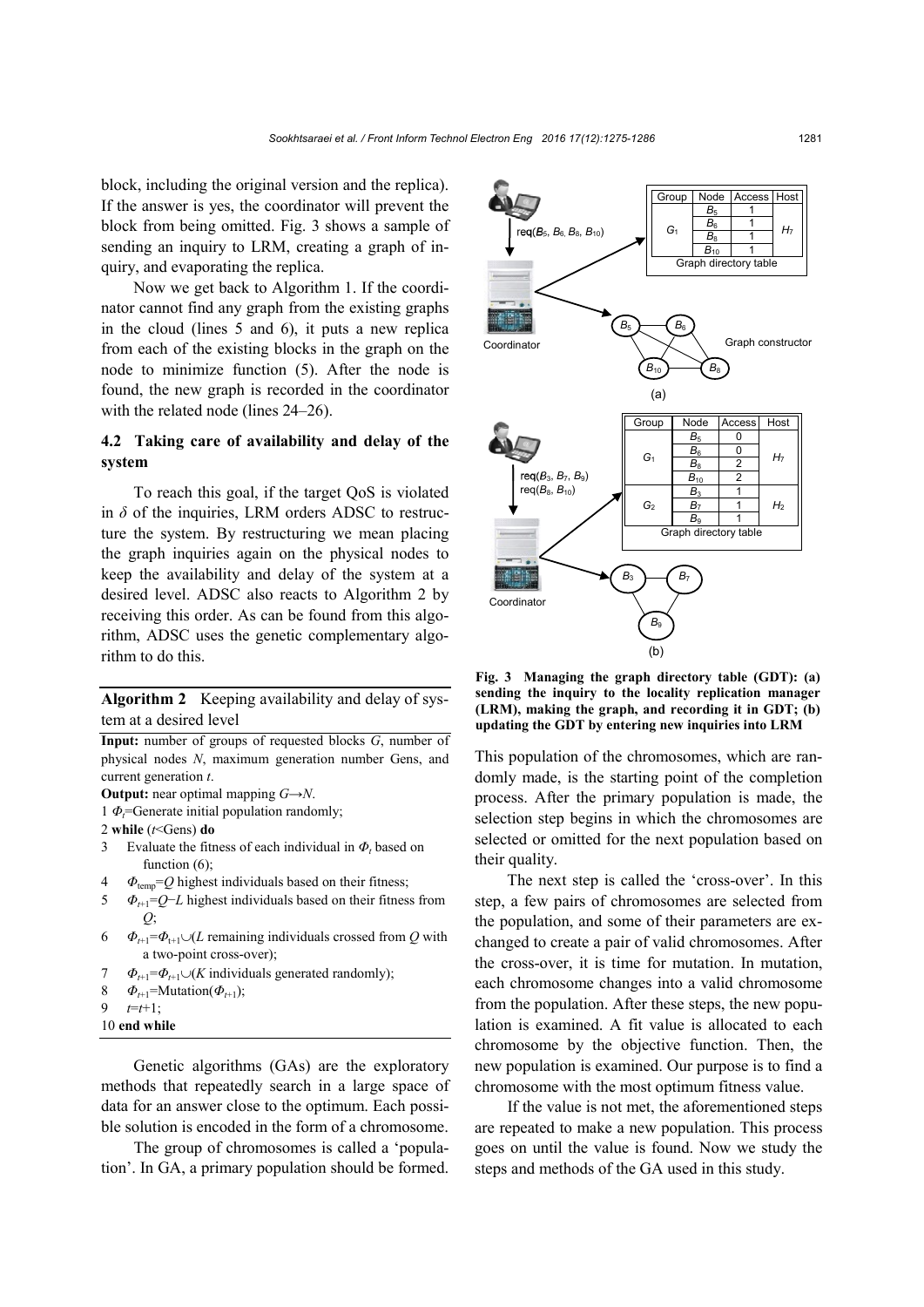block, including the original version and the replica). If the answer is yes, the coordinator will prevent the block from being omitted. Fig. 3 shows a sample of sending an inquiry to LRM, creating a graph of inquiry, and evaporating the replica.

Now we get back to Algorithm 1. If the coordinator cannot find any graph from the existing graphs in the cloud (lines 5 and 6), it puts a new replica from each of the existing blocks in the graph on the node to minimize function (5). After the node is found, the new graph is recorded in the coordinator with the related node (lines 24–26).

### 4.2 Taking care of availability and delay of the system

To reach this goal, if the target QoS is violated in $\delta$ of the inquiries, LRM orders ADSC to restructure the system. By restructuring we mean placing the graph inquiries again on the physical nodes to keep the availability and delay of the system at a desired level. ADSC also reacts to Algorithm 2 by receiving this order. As can be found from this algorithm, ADSC uses the genetic complementary algorithm to do this.

**Algorithm 2** Keeping availability and delay of system at a desired level

**Input:** number of groups of requested blocks $G$, number of physical nodes $N$, maximum generation number Gens, and current generation $t$.
**Output:** near optimal mapping $G \rightarrow N$.

```
1 Φ_t=Generate initial population randomly;
2 while (t<Gens) do
3    Evaluate the fitness of each individual in Φ_t based on function (6);
4    Φ_temp=Q highest individuals based on their fitness;
5    Φ_{t+1}=Q−L highest individuals based on their fitness from Q;
6    Φ_{t+1}=Φ_{t+1}∪(L remaining individuals crossed from Q with a two-point cross-over);
7    Φ_{t+1}=Φ_{t+1}∪(K individuals generated randomly);
8    Φ_{t+1}=Mutation(Φ_{t+1});
9    t=t+1;
10 end while
```

Genetic algorithms (GAs) are the exploratory methods that repeatedly search in a large space of data for an answer close to the optimum. Each possible solution is encoded in the form of a chromosome.

The group of chromosomes is called a 'population'. In GA, a primary population should be formed. This population of the chromosomes, which are randomly made, is the starting point of the completion process. After the primary population is made, the selection step begins in which the chromosomes are selected or omitted for the next population based on their quality.

The next step is called the 'cross-over'. In this step, a few pairs of chromosomes are selected from the population, and some of their parameters are exchanged to create a pair of valid chromosomes. After the cross-over, it is time for mutation. In mutation, each chromosome changes into a valid chromosome from the population. After these steps, the new population is examined. A fit value is allocated to each chromosome by the objective function. Then, the new population is examined. Our purpose is to find a chromosome with the most optimum fitness value.

If the value is not met, the aforementioned steps are repeated to make a new population. This process goes on until the value is found. Now we study the steps and methods of the GA used in this study.

(a)

req($B_5$, $B_6$, $B_8$, $B_{10}$)

Graph directory table

| Group | Node | Access | Host |
|---|---|---|---|
| $G_1$ | $B_5$ | 1 | $H_7$ |
| | $B_6$ | 1 | |
| | $B_8$ | 1 | |
| | $B_{10}$ | 1 | |

Coordinator — Graph constructor: $B_5$, $B_6$, $B_{10}$, $B_8$

(b)

req($B_3$, $B_7$, $B_9$)
req($B_8$, $B_{10}$)

Graph directory table

| Group | Node | Access | Host |
|---|---|---|---|
| $G_1$ | $B_5$ | 0 | $H_7$ |
| | $B_6$ | 0 | |
| | $B_8$ | 2 | |
| | $B_{10}$ | 2 | |
| $G_2$ | $B_3$ | 1 | $H_2$ |
| | $B_7$ | 1 | |
| | $B_9$ | 1 | |

Coordinator: $B_3$, $B_7$, $B_9$

**Fig. 3 Managing the graph directory table (GDT): (a) sending the inquiry to the locality replication manager (LRM), making the graph, and recording it in GDT; (b) updating the GDT by entering new inquiries into LRM**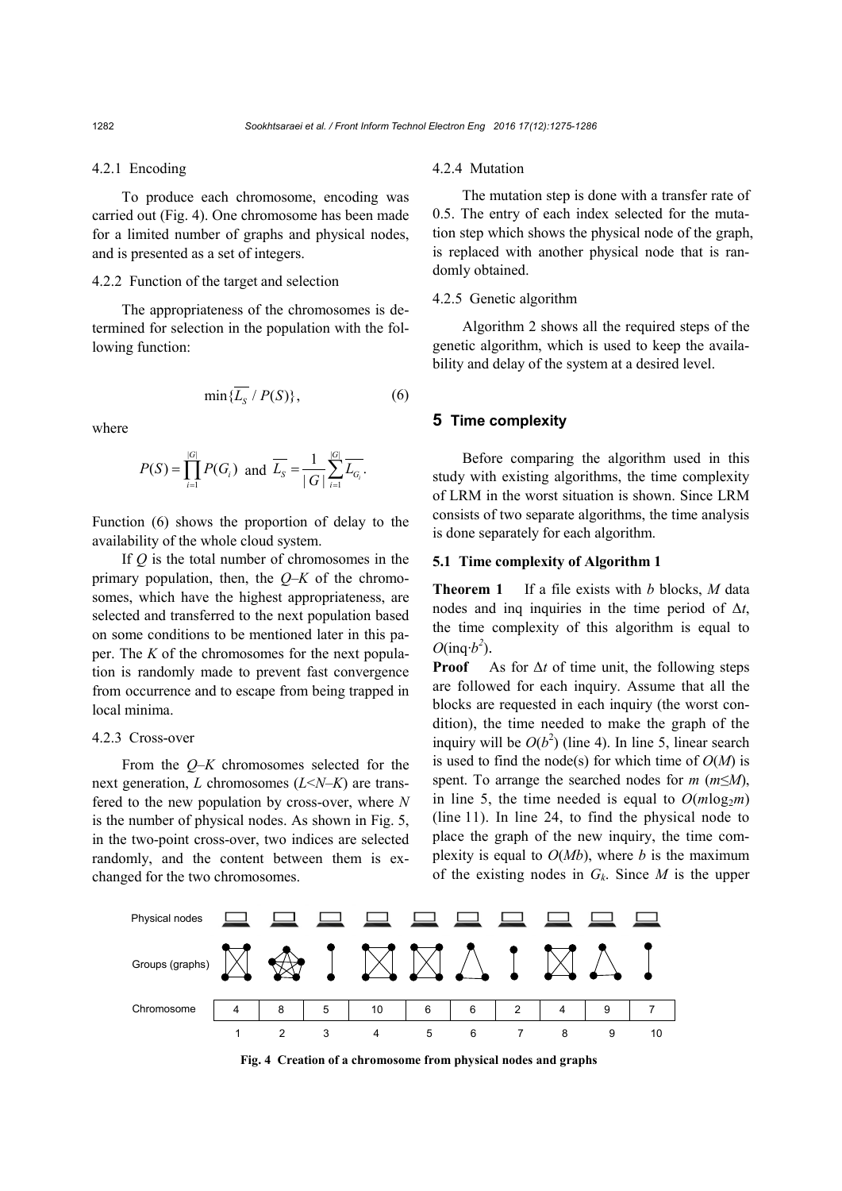#### 4.2.1 Encoding

To produce each chromosome, encoding was carried out (Fig. 4). One chromosome has been made for a limited number of graphs and physical nodes, and is presented as a set of integers.

#### 4.2.2 Function of the target and selection

The appropriateness of the chromosomes is determined for selection in the population with the following function:

$$\min\{\overline{L_S} / P(S)\}, \tag{6}$$

where

$$P(S) = \prod_{i=1}^{|G|} P(G_i) \text{ and } \overline{L_S} = \frac{1}{|G|}\sum_{i=1}^{|G|}\overline{L_{G_i}}.$$

Function (6) shows the proportion of delay to the availability of the whole cloud system.

If $Q$ is the total number of chromosomes in the primary population, then, the $Q$–$K$ of the chromosomes, which have the highest appropriateness, are selected and transferred to the next population based on some conditions to be mentioned later in this paper. The $K$ of the chromosomes for the next population is randomly made to prevent fast convergence from occurrence and to escape from being trapped in local minima.

#### 4.2.3 Cross-over

From the $Q$–$K$ chromosomes selected for the next generation, $L$ chromosomes ($L$<$N$–$K$) are transfered to the new population by cross-over, where $N$ is the number of physical nodes. As shown in Fig. 5, in the two-point cross-over, two indices are selected randomly, and the content between them is exchanged for the two chromosomes.

#### 4.2.4 Mutation

The mutation step is done with a transfer rate of 0.5. The entry of each index selected for the mutation step which shows the physical node of the graph, is replaced with another physical node that is randomly obtained.

#### 4.2.5 Genetic algorithm

Algorithm 2 shows all the required steps of the genetic algorithm, which is used to keep the availability and delay of the system at a desired level.

## 5 Time complexity

Before comparing the algorithm used in this study with existing algorithms, the time complexity of LRM in the worst situation is shown. Since LRM consists of two separate algorithms, the time analysis is done separately for each algorithm.

### 5.1 Time complexity of Algorithm 1

**Theorem 1** If a file exists with $b$ blocks, $M$ data nodes and inq inquiries in the time period of $\Delta t$, the time complexity of this algorithm is equal to $O(\text{inq}\cdot b^2)$.

**Proof** As for $\Delta t$ of time unit, the following steps are followed for each inquiry. Assume that all the blocks are requested in each inquiry (the worst condition), the time needed to make the graph of the inquiry will be $O(b^2)$ (line 4). In line 5, linear search is used to find the node(s) for which time of $O(M)$ is spent. To arrange the searched nodes for $m$ ($m \le M$), in line 5, the time needed is equal to $O(m\log_2 m)$ (line 11). In line 24, to find the physical node to place the graph of the new inquiry, the time complexity is equal to $O(Mb)$, where $b$ is the maximum of the existing nodes in $G_k$. Since $M$ is the upper

| Chromosome | 4 | 8 | 5 | 10 | 6 | 6 | 2 | 4 | 9 | 7 |
|---|---|---|---|---|---|---|---|---|---|---|
| | 1 | 2 | 3 | 4 | 5 | 6 | 7 | 8 | 9 | 10 |

**Fig. 4 Creation of a chromosome from physical nodes and graphs**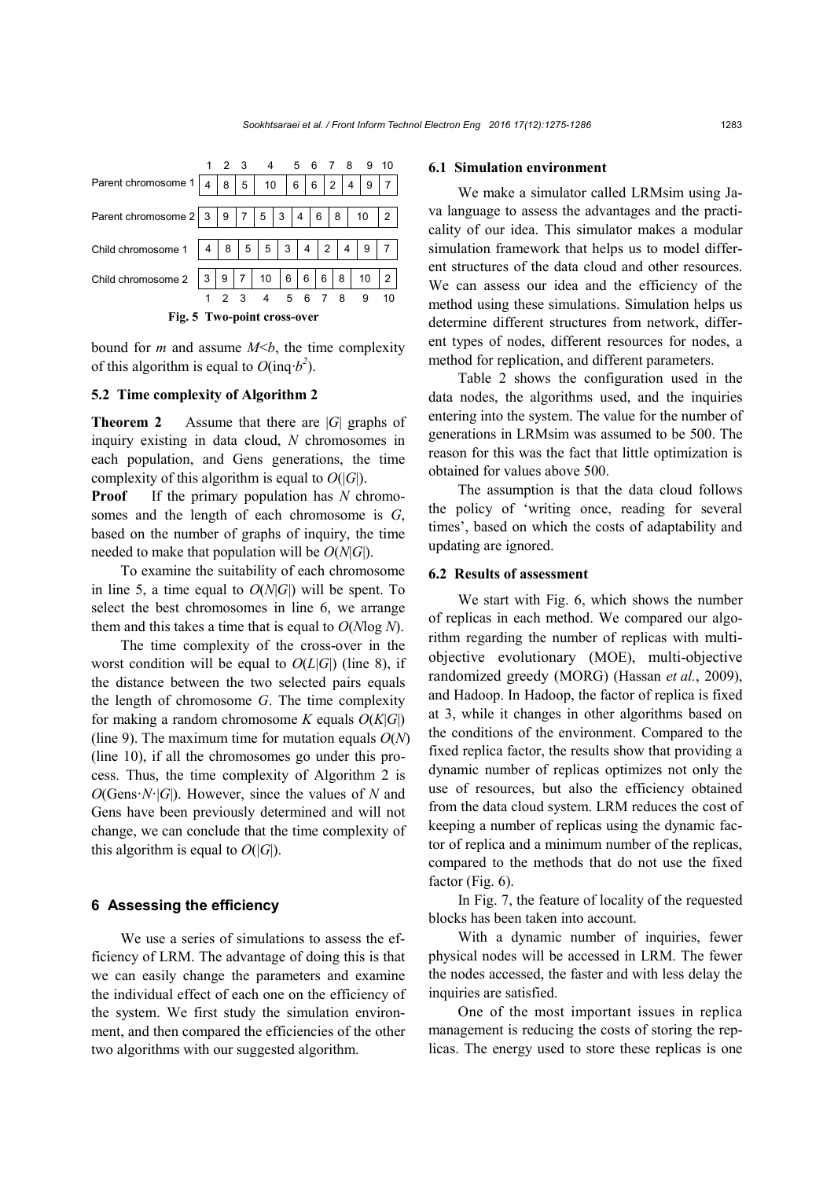|  | 1 | 2 | 3 | 4 | 5 | 6 | 7 | 8 | 9 | 10 |
|---|---|---|---|---|---|---|---|---|---|---|
| Parent chromosome 1 | 4 | 8 | 5 | 10 | 6 | 6 | 2 | 4 | 9 | 7 |
| Parent chromosome 2 | 3 | 9 | 7 | 5 | 3 | 4 | 6 | 8 | 10 | 2 |
| Child chromosome 1 | 4 | 8 | 5 | 5 | 3 | 4 | 2 | 4 | 9 | 7 |
| Child chromosome 2 | 3 | 9 | 7 | 10 | 6 | 6 | 6 | 8 | 10 | 2 |

**Fig. 5 Two-point cross-over**

bound for $m$ and assume $M<b$, the time complexity of this algorithm is equal to $O(\text{inq}\cdot b^2)$.

### 5.2 Time complexity of Algorithm 2

**Theorem 2** Assume that there are $|G|$ graphs of inquiry existing in data cloud, $N$ chromosomes in each population, and Gens generations, the time complexity of this algorithm is equal to $O(|G|)$.

**Proof** If the primary population has $N$ chromosomes and the length of each chromosome is $G$, based on the number of graphs of inquiry, the time needed to make that population will be $O(N|G|)$.

To examine the suitability of each chromosome in line 5, a time equal to $O(N|G|)$ will be spent. To select the best chromosomes in line 6, we arrange them and this takes a time that is equal to $O(N\log N)$.

The time complexity of the cross-over in the worst condition will be equal to $O(L|G|)$ (line 8), if the distance between the two selected pairs equals the length of chromosome $G$. The time complexity for making a random chromosome $K$ equals $O(K|G|)$ (line 9). The maximum time for mutation equals $O(N)$ (line 10), if all the chromosomes go under this process. Thus, the time complexity of Algorithm 2 is $O(\text{Gens}\cdot N\cdot|G|)$. However, since the values of $N$ and Gens have been previously determined and will not change, we can conclude that the time complexity of this algorithm is equal to $O(|G|)$.

## 6 Assessing the efficiency

We use a series of simulations to assess the efficiency of LRM. The advantage of doing this is that we can easily change the parameters and examine the individual effect of each one on the efficiency of the system. We first study the simulation environment, and then compared the efficiencies of the other two algorithms with our suggested algorithm.

### 6.1 Simulation environment

We make a simulator called LRMsim using Java language to assess the advantages and the practicality of our idea. This simulator makes a modular simulation framework that helps us to model different structures of the data cloud and other resources. We can assess our idea and the efficiency of the method using these simulations. Simulation helps us determine different structures from network, different types of nodes, different resources for nodes, a method for replication, and different parameters.

Table 2 shows the configuration used in the data nodes, the algorithms used, and the inquiries entering into the system. The value for the number of generations in LRMsim was assumed to be 500. The reason for this was the fact that little optimization is obtained for values above 500.

The assumption is that the data cloud follows the policy of 'writing once, reading for several times', based on which the costs of adaptability and updating are ignored.

### 6.2 Results of assessment

We start with Fig. 6, which shows the number of replicas in each method. We compared our algorithm regarding the number of replicas with multi-objective evolutionary (MOE), multi-objective randomized greedy (MORG) (Hassan *et al.*, 2009), and Hadoop. In Hadoop, the factor of replica is fixed at 3, while it changes in other algorithms based on the conditions of the environment. Compared to the fixed replica factor, the results show that providing a dynamic number of replicas optimizes not only the use of resources, but also the efficiency obtained from the data cloud system. LRM reduces the cost of keeping a number of replicas using the dynamic factor of replica and a minimum number of the replicas, compared to the methods that do not use the fixed factor (Fig. 6).

In Fig. 7, the feature of locality of the requested blocks has been taken into account.

With a dynamic number of inquiries, fewer physical nodes will be accessed in LRM. The fewer the nodes accessed, the faster and with less delay the inquiries are satisfied.

One of the most important issues in replica management is reducing the costs of storing the replicas. The energy used to store these replicas is one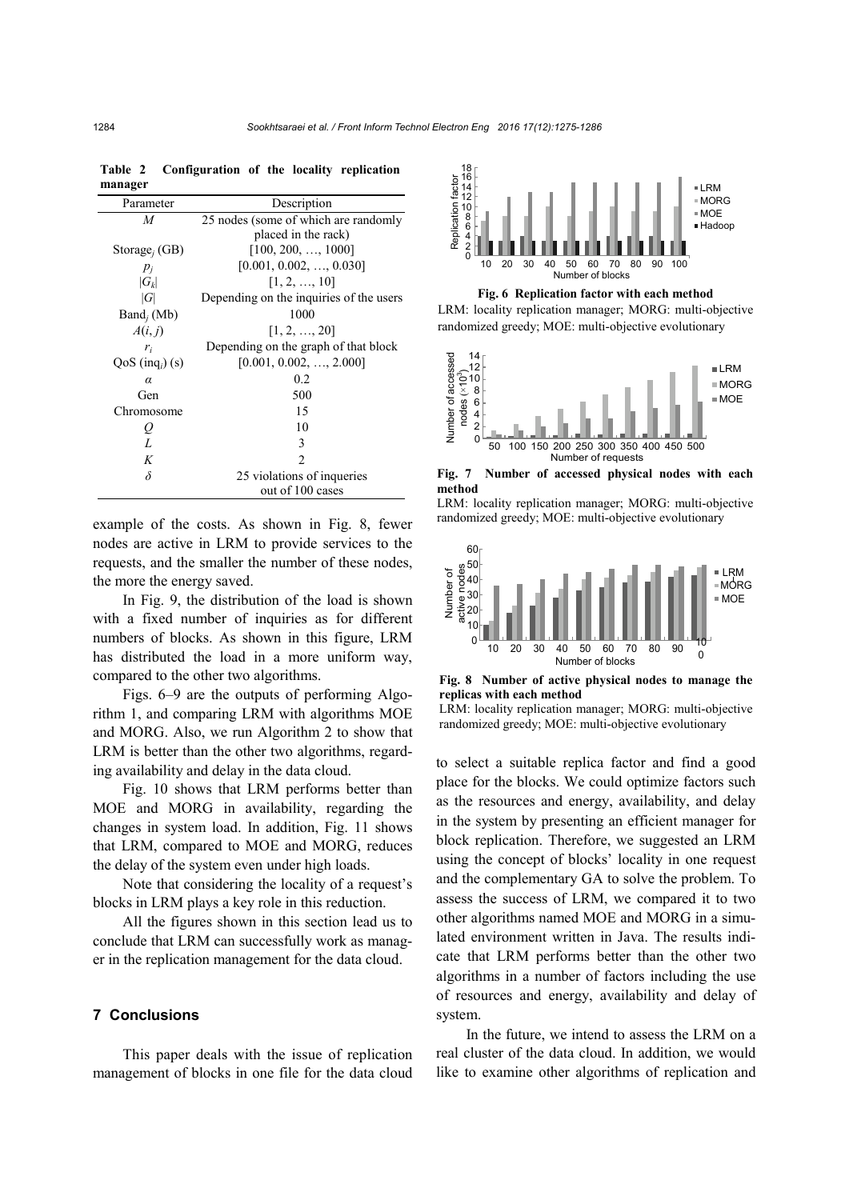**Table 2 Configuration of the locality replication manager**

| Parameter | Description |
|---|---|
| $M$ | 25 nodes (some of which are randomly placed in the rack) |
| Storage$_j$ (GB) | [100, 200, …, 1000] |
| $p_j$ | [0.001, 0.002, …, 0.030] |
| $\|G_k\|$ | [1, 2, …, 10] |
| $\|G\|$ | Depending on the inquiries of the users |
| Band$_j$ (Mb) | 1000 |
| $A(i, j)$ | [1, 2, …, 20] |
| $r_i$ | Depending on the graph of that block |
| QoS (inq$_i$) (s) | [0.001, 0.002, …, 2.000] |
| $\alpha$ | 0.2 |
| Gen | 500 |
| Chromosome | 15 |
| $Q$ | 10 |
| $L$ | 3 |
| $K$ | 2 |
| $\delta$ | 25 violations of inqueries out of 100 cases |

example of the costs. As shown in Fig. 8, fewer nodes are active in LRM to provide services to the requests, and the smaller the number of these nodes, the more the energy saved.

In Fig. 9, the distribution of the load is shown with a fixed number of inquiries as for different numbers of blocks. As shown in this figure, LRM has distributed the load in a more uniform way, compared to the other two algorithms.

Figs. 6–9 are the outputs of performing Algorithm 1, and comparing LRM with algorithms MOE and MORG. Also, we run Algorithm 2 to show that LRM is better than the other two algorithms, regarding availability and delay in the data cloud.

Fig. 10 shows that LRM performs better than MOE and MORG in availability, regarding the changes in system load. In addition, Fig. 11 shows that LRM, compared to MOE and MORG, reduces the delay of the system even under high loads.

Note that considering the locality of a request's blocks in LRM plays a key role in this reduction.

All the figures shown in this section lead us to conclude that LRM can successfully work as manager in the replication management for the data cloud.

## 7 Conclusions

This paper deals with the issue of replication management of blocks in one file for the data cloud to select a suitable replica factor and find a good place for the blocks. We could optimize factors such as the resources and energy, availability, and delay in the system by presenting an efficient manager for block replication. Therefore, we suggested an LRM using the concept of blocks' locality in one request and the complementary GA to solve the problem. To assess the success of LRM, we compared it to two other algorithms named MOE and MORG in a simulated environment written in Java. The results indicate that LRM performs better than the other two algorithms in a number of factors including the use of resources and energy, availability and delay of system.

In the future, we intend to assess the LRM on a real cluster of the data cloud. In addition, we would like to examine other algorithms of replication and

**Fig. 6 Replication factor with each method**

LRM: locality replication manager; MORG: multi-objective randomized greedy; MOE: multi-objective evolutionary

**Fig. 7 Number of accessed physical nodes with each method**

LRM: locality replication manager; MORG: multi-objective randomized greedy; MOE: multi-objective evolutionary

**Fig. 8 Number of active physical nodes to manage the replicas with each method**

LRM: locality replication manager; MORG: multi-objective randomized greedy; MOE: multi-objective evolutionary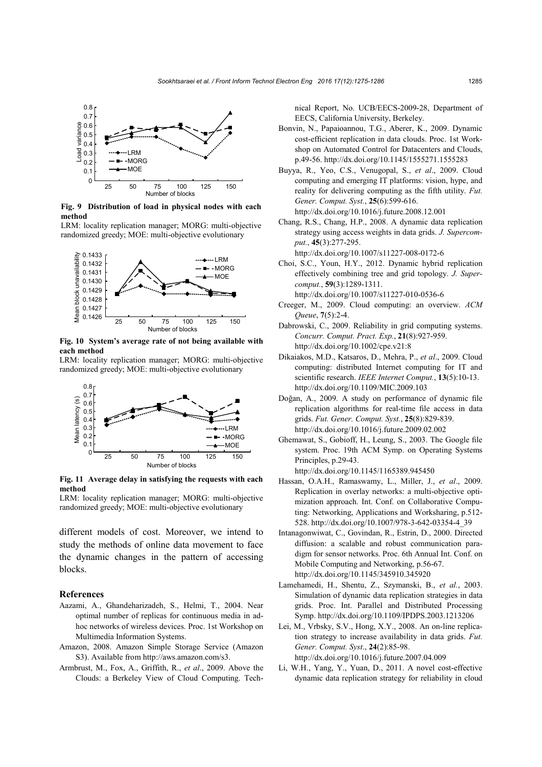Fig. 9 Distribution of load in physical nodes with each method

LRM: locality replication manager; MORG: multi-objective randomized greedy; MOE: multi-objective evolutionary

Fig. 10 System's average rate of not being available with each method

LRM: locality replication manager; MORG: multi-objective randomized greedy; MOE: multi-objective evolutionary

Fig. 11 Average delay in satisfying the requests with each method

LRM: locality replication manager; MORG: multi-objective randomized greedy; MOE: multi-objective evolutionary

different models of cost. Moreover, we intend to study the methods of online data movement to face the dynamic changes in the pattern of accessing blocks.

## References

Aazami, A., Ghandeharizadeh, S., Helmi, T., 2004. Near optimal number of replicas for continuous media in ad-hoc networks of wireless devices. Proc. 1st Workshop on Multimedia Information Systems.

Amazon, 2008. Amazon Simple Storage Service (Amazon S3). Available from http://aws.amazon.com/s3.

Armbrust, M., Fox, A., Griffith, R., *et al*., 2009. Above the Clouds: a Berkeley View of Cloud Computing. Technical Report, No. UCB/EECS-2009-28, Department of EECS, California University, Berkeley.

Bonvin, N., Papaioannou, T.G., Aberer, K., 2009. Dynamic cost-efficient replication in data clouds. Proc. 1st Workshop on Automated Control for Datacenters and Clouds, p.49-56. http://dx.doi.org/10.1145/1555271.1555283

Buyya, R., Yeo, C.S., Venugopal, S., *et al*., 2009. Cloud computing and emerging IT platforms: vision, hype, and reality for delivering computing as the fifth utility. *Fut. Gener. Comput. Syst.*, **25**(6):599-616. http://dx.doi.org/10.1016/j.future.2008.12.001

Chang, R.S., Chang, H.P., 2008. A dynamic data replication strategy using access weights in data grids. *J. Supercomput.*, **45**(3):277-295. http://dx.doi.org/10.1007/s11227-008-0172-6

Choi, S.C., Youn, H.Y., 2012. Dynamic hybrid replication effectively combining tree and grid topology. *J. Supercomput.*, **59**(3):1289-1311. http://dx.doi.org/10.1007/s11227-010-0536-6

Creeger, M., 2009. Cloud computing: an overview. *ACM Queue*, **7**(5):2-4.

Dabrowski, C., 2009. Reliability in grid computing systems. *Concurr. Comput. Pract. Exp.*, **21**(8):927-959. http://dx.doi.org/10.1002/cpe.v21:8

Dikaiakos, M.D., Katsaros, D., Mehra, P., *et al*., 2009. Cloud computing: distributed Internet computing for IT and scientific research. *IEEE Internet Comput.*, **13**(5):10-13. http://dx.doi.org/10.1109/MIC.2009.103

Doğan, A., 2009. A study on performance of dynamic file replication algorithms for real-time file access in data grids. *Fut. Gener. Comput. Syst.*, **25**(8):829-839. http://dx.doi.org/10.1016/j.future.2009.02.002

Ghemawat, S., Gobioff, H., Leung, S., 2003. The Google file system. Proc. 19th ACM Symp. on Operating Systems Principles, p.29-43. http://dx.doi.org/10.1145/1165389.945450

Hassan, O.A.H., Ramaswamy, L., Miller, J., *et al*., 2009. Replication in overlay networks: a multi-objective optimization approach. Int. Conf. on Collaborative Computing: Networking, Applications and Worksharing, p.512-528. http://dx.doi.org/10.1007/978-3-642-03354-4_39

Intanagonwiwat, C., Govindan, R., Estrin, D., 2000. Directed diffusion: a scalable and robust communication paradigm for sensor networks. Proc. 6th Annual Int. Conf. on Mobile Computing and Networking, p.56-67. http://dx.doi.org/10.1145/345910.345920

Lamehamedi, H., Shentu, Z., Szymanski, B., *et al.*, 2003. Simulation of dynamic data replication strategies in data grids. Proc. Int. Parallel and Distributed Processing Symp. http://dx.doi.org/10.1109/IPDPS.2003.1213206

Lei, M., Vrbsky, S.V., Hong, X.Y., 2008. An on-line replication strategy to increase availability in data grids. *Fut. Gener. Comput. Syst*., **24**(2):85-98. http://dx.doi.org/10.1016/j.future.2007.04.009

Li, W.H., Yang, Y., Yuan, D., 2011. A novel cost-effective dynamic data replication strategy for reliability in cloud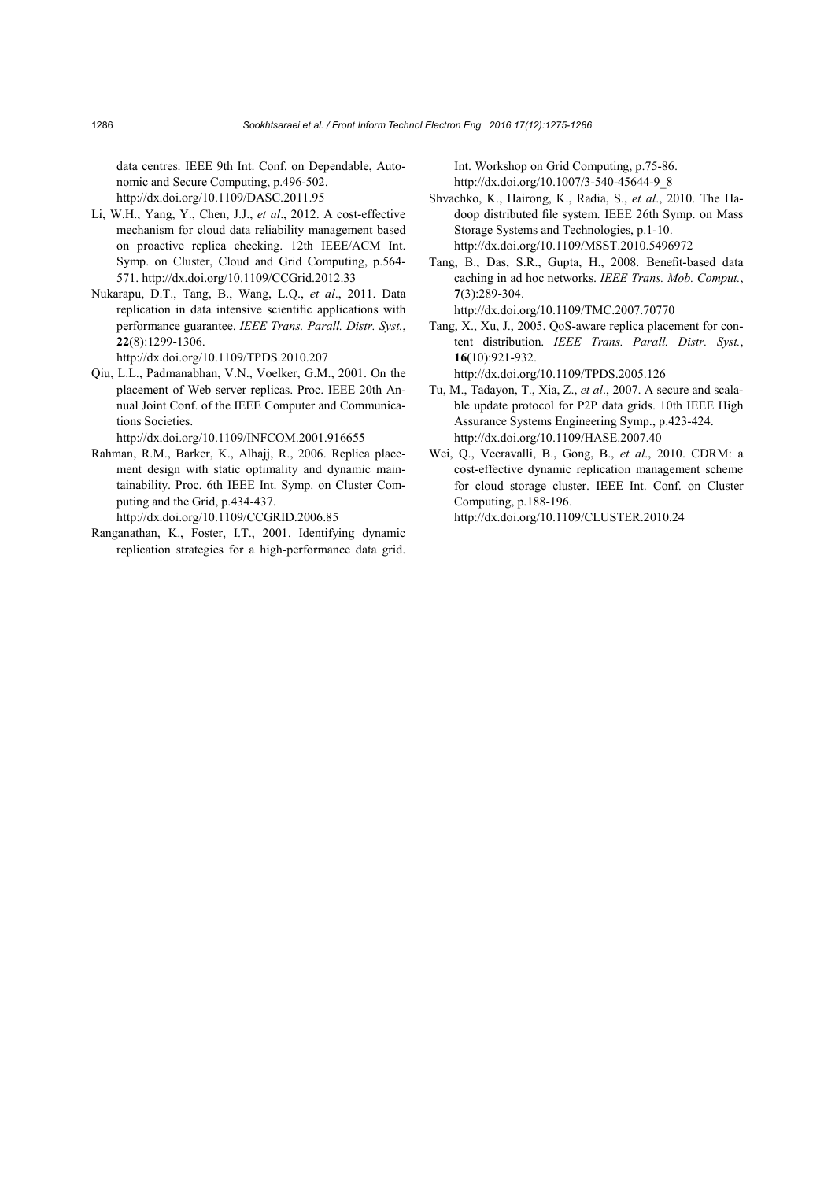data centres. IEEE 9th Int. Conf. on Dependable, Autonomic and Secure Computing, p.496-502. http://dx.doi.org/10.1109/DASC.2011.95

Li, W.H., Yang, Y., Chen, J.J., *et al*., 2012. A cost-effective mechanism for cloud data reliability management based on proactive replica checking. 12th IEEE/ACM Int. Symp. on Cluster, Cloud and Grid Computing, p.564-571. http://dx.doi.org/10.1109/CCGrid.2012.33

Nukarapu, D.T., Tang, B., Wang, L.Q., *et al*., 2011. Data replication in data intensive scientific applications with performance guarantee. *IEEE Trans. Parall. Distr. Syst.*, **22**(8):1299-1306. http://dx.doi.org/10.1109/TPDS.2010.207

Qiu, L.L., Padmanabhan, V.N., Voelker, G.M., 2001. On the placement of Web server replicas. Proc. IEEE 20th Annual Joint Conf. of the IEEE Computer and Communications Societies. http://dx.doi.org/10.1109/INFCOM.2001.916655

Rahman, R.M., Barker, K., Alhajj, R., 2006. Replica placement design with static optimality and dynamic maintainability. Proc. 6th IEEE Int. Symp. on Cluster Computing and the Grid, p.434-437. http://dx.doi.org/10.1109/CCGRID.2006.85

Ranganathan, K., Foster, I.T., 2001. Identifying dynamic replication strategies for a high-performance data grid. Int. Workshop on Grid Computing, p.75-86. http://dx.doi.org/10.1007/3-540-45644-9_8

Shvachko, K., Hairong, K., Radia, S., *et al*., 2010. The Hadoop distributed file system. IEEE 26th Symp. on Mass Storage Systems and Technologies, p.1-10. http://dx.doi.org/10.1109/MSST.2010.5496972

Tang, B., Das, S.R., Gupta, H., 2008. Benefit-based data caching in ad hoc networks. *IEEE Trans. Mob. Comput.*, **7**(3):289-304. http://dx.doi.org/10.1109/TMC.2007.70770

Tang, X., Xu, J., 2005. QoS-aware replica placement for content distribution. *IEEE Trans. Parall. Distr. Syst.*, **16**(10):921-932. http://dx.doi.org/10.1109/TPDS.2005.126

Tu, M., Tadayon, T., Xia, Z., *et al*., 2007. A secure and scalable update protocol for P2P data grids. 10th IEEE High Assurance Systems Engineering Symp., p.423-424. http://dx.doi.org/10.1109/HASE.2007.40

Wei, Q., Veeravalli, B., Gong, B., *et al*., 2010. CDRM: a cost-effective dynamic replication management scheme for cloud storage cluster. IEEE Int. Conf. on Cluster Computing, p.188-196. http://dx.doi.org/10.1109/CLUSTER.2010.24